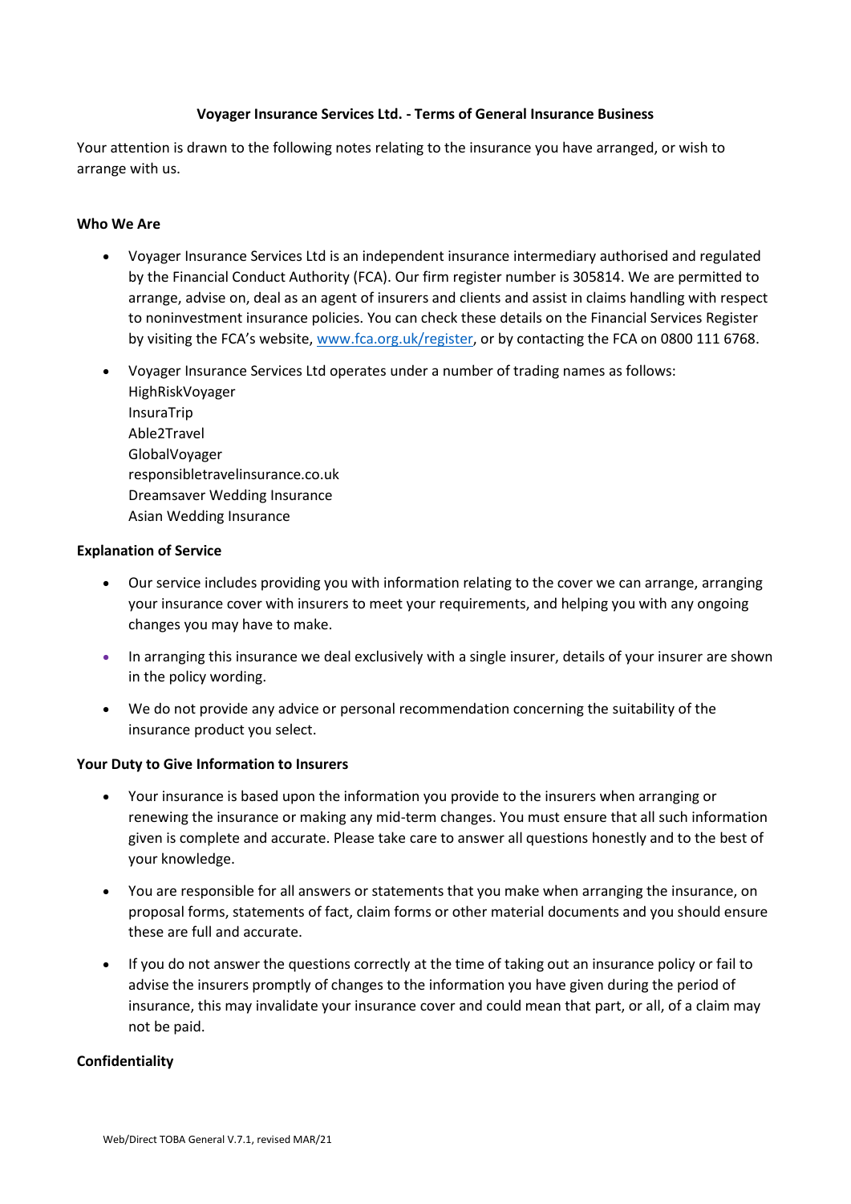# Voyager Insurance Services Ltd. - Terms of General Insurance Business

Your attention is drawn to the following notes relating to the insurance you have arranged, or wish to arrange with us.

## Who We Are

- Voyager Insurance Services Ltd is an independent insurance intermediary authorised and regulated by the Financial Conduct Authority (FCA). Our firm register number is 305814. We are permitted to arrange, advise on, deal as an agent of insurers and clients and assist in claims handling with respect to noninvestment insurance policies. You can check these details on the Financial Services Register by visiting the FCA's website, www.fca.org.uk/register, or by contacting the FCA on 0800 111 6768.
- Voyager Insurance Services Ltd operates under a number of trading names as follows:
  HighRiskVoyager
  InsuraTrip
  Able2Travel
  GlobalVoyager
  responsibletravelinsurance.co.uk
  Dreamsaver Wedding Insurance
  Asian Wedding Insurance

## Explanation of Service

- Our service includes providing you with information relating to the cover we can arrange, arranging your insurance cover with insurers to meet your requirements, and helping you with any ongoing changes you may have to make.
- In arranging this insurance we deal exclusively with a single insurer, details of your insurer are shown in the policy wording.
- We do not provide any advice or personal recommendation concerning the suitability of the insurance product you select.

## Your Duty to Give Information to Insurers

- Your insurance is based upon the information you provide to the insurers when arranging or renewing the insurance or making any mid-term changes. You must ensure that all such information given is complete and accurate. Please take care to answer all questions honestly and to the best of your knowledge.
- You are responsible for all answers or statements that you make when arranging the insurance, on proposal forms, statements of fact, claim forms or other material documents and you should ensure these are full and accurate.
- If you do not answer the questions correctly at the time of taking out an insurance policy or fail to advise the insurers promptly of changes to the information you have given during the period of insurance, this may invalidate your insurance cover and could mean that part, or all, of a claim may not be paid.

## Confidentiality

Web/Direct TOBA General V.7.1, revised MAR/21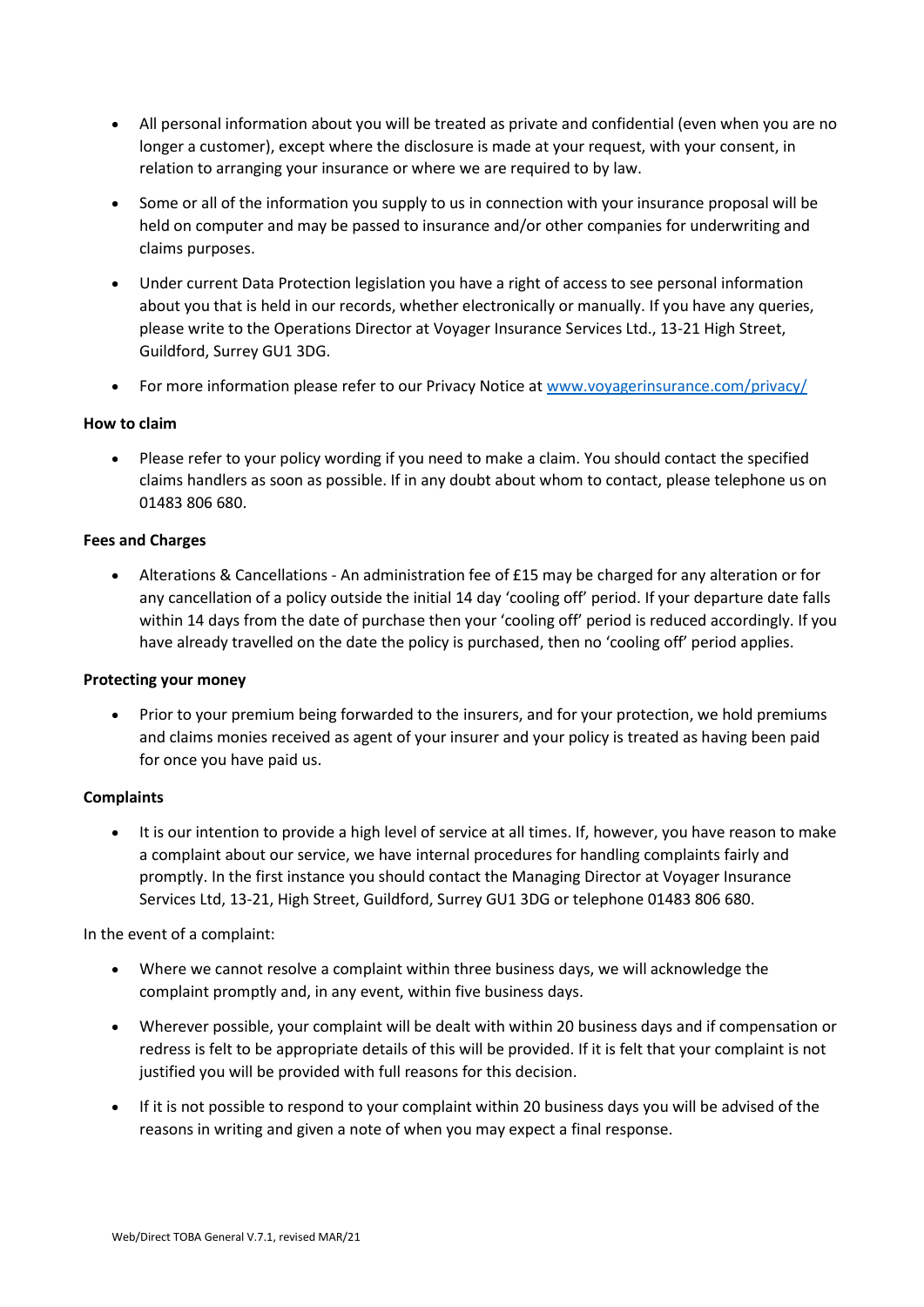- All personal information about you will be treated as private and confidential (even when you are no longer a customer), except where the disclosure is made at your request, with your consent, in relation to arranging your insurance or where we are required to by law.

- Some or all of the information you supply to us in connection with your insurance proposal will be held on computer and may be passed to insurance and/or other companies for underwriting and claims purposes.

- Under current Data Protection legislation you have a right of access to see personal information about you that is held in our records, whether electronically or manually. If you have any queries, please write to the Operations Director at Voyager Insurance Services Ltd., 13-21 High Street, Guildford, Surrey GU1 3DG.

- For more information please refer to our Privacy Notice at [www.voyagerinsurance.com/privacy/](www.voyagerinsurance.com/privacy/)

**How to claim**

- Please refer to your policy wording if you need to make a claim. You should contact the specified claims handlers as soon as possible. If in any doubt about whom to contact, please telephone us on 01483 806 680.

**Fees and Charges**

- Alterations & Cancellations - An administration fee of £15 may be charged for any alteration or for any cancellation of a policy outside the initial 14 day 'cooling off' period. If your departure date falls within 14 days from the date of purchase then your 'cooling off' period is reduced accordingly. If you have already travelled on the date the policy is purchased, then no 'cooling off' period applies.

**Protecting your money**

- Prior to your premium being forwarded to the insurers, and for your protection, we hold premiums and claims monies received as agent of your insurer and your policy is treated as having been paid for once you have paid us.

**Complaints**

- It is our intention to provide a high level of service at all times. If, however, you have reason to make a complaint about our service, we have internal procedures for handling complaints fairly and promptly. In the first instance you should contact the Managing Director at Voyager Insurance Services Ltd, 13-21, High Street, Guildford, Surrey GU1 3DG or telephone 01483 806 680.

In the event of a complaint:

- Where we cannot resolve a complaint within three business days, we will acknowledge the complaint promptly and, in any event, within five business days.

- Wherever possible, your complaint will be dealt with within 20 business days and if compensation or redress is felt to be appropriate details of this will be provided. If it is felt that your complaint is not justified you will be provided with full reasons for this decision.

- If it is not possible to respond to your complaint within 20 business days you will be advised of the reasons in writing and given a note of when you may expect a final response.

Web/Direct TOBA General V.7.1, revised MAR/21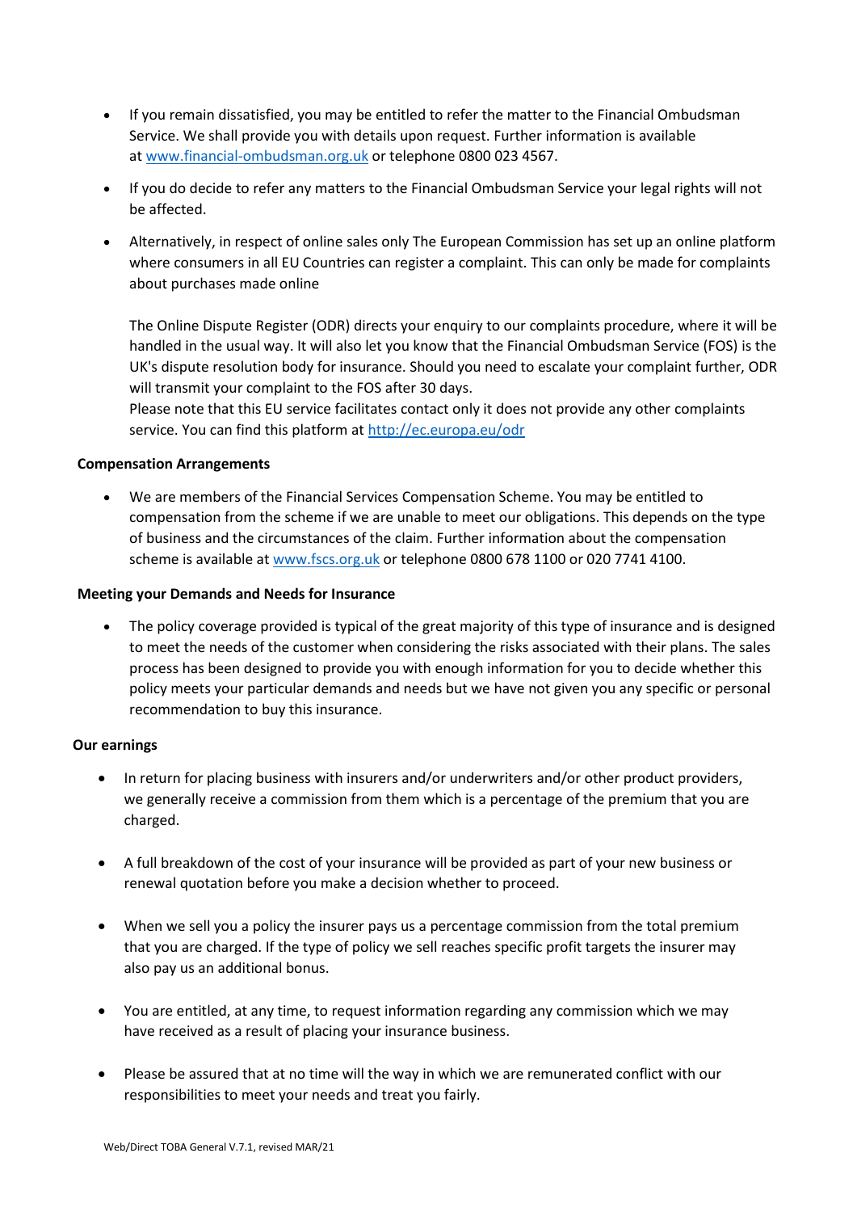- If you remain dissatisfied, you may be entitled to refer the matter to the Financial Ombudsman Service. We shall provide you with details upon request. Further information is available at [www.financial-ombudsman.org.uk](http://www.financial-ombudsman.org.uk) or telephone 0800 023 4567.

- If you do decide to refer any matters to the Financial Ombudsman Service your legal rights will not be affected.

- Alternatively, in respect of online sales only The European Commission has set up an online platform where consumers in all EU Countries can register a complaint. This can only be made for complaints about purchases made online

  The Online Dispute Register (ODR) directs your enquiry to our complaints procedure, where it will be handled in the usual way. It will also let you know that the Financial Ombudsman Service (FOS) is the UK's dispute resolution body for insurance. Should you need to escalate your complaint further, ODR will transmit your complaint to the FOS after 30 days.
  Please note that this EU service facilitates contact only it does not provide any other complaints service. You can find this platform at [http://ec.europa.eu/odr](http://ec.europa.eu/odr)

**Compensation Arrangements**

- We are members of the Financial Services Compensation Scheme. You may be entitled to compensation from the scheme if we are unable to meet our obligations. This depends on the type of business and the circumstances of the claim. Further information about the compensation scheme is available at [www.fscs.org.uk](http://www.fscs.org.uk) or telephone 0800 678 1100 or 020 7741 4100.

**Meeting your Demands and Needs for Insurance**

- The policy coverage provided is typical of the great majority of this type of insurance and is designed to meet the needs of the customer when considering the risks associated with their plans. The sales process has been designed to provide you with enough information for you to decide whether this policy meets your particular demands and needs but we have not given you any specific or personal recommendation to buy this insurance.

**Our earnings**

- In return for placing business with insurers and/or underwriters and/or other product providers, we generally receive a commission from them which is a percentage of the premium that you are charged.

- A full breakdown of the cost of your insurance will be provided as part of your new business or renewal quotation before you make a decision whether to proceed.

- When we sell you a policy the insurer pays us a percentage commission from the total premium that you are charged. If the type of policy we sell reaches specific profit targets the insurer may also pay us an additional bonus.

- You are entitled, at any time, to request information regarding any commission which we may have received as a result of placing your insurance business.

- Please be assured that at no time will the way in which we are remunerated conflict with our responsibilities to meet your needs and treat you fairly.

Web/Direct TOBA General V.7.1, revised MAR/21